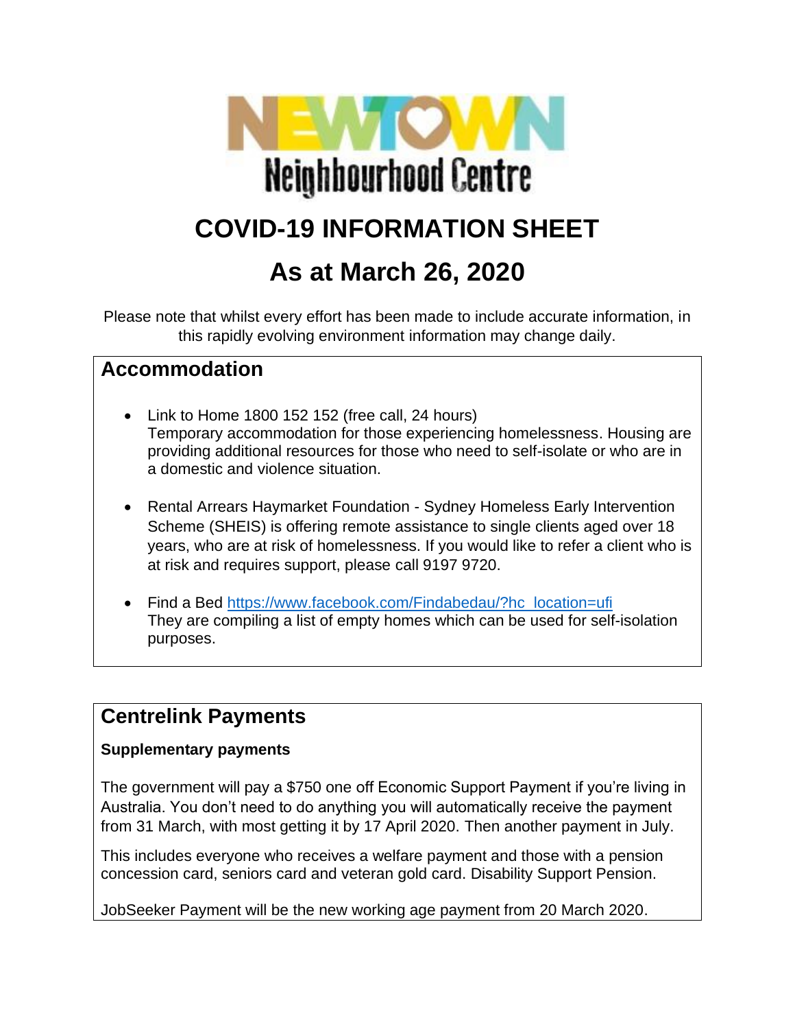NEWTOWN

Neighbourhood Centre

# COVID-19 INFORMATION SHEET

# As at March 26, 2020

Please note that whilst every effort has been made to include accurate information, in this rapidly evolving environment information may change daily.

## Accommodation

- Link to Home 1800 152 152 (free call, 24 hours)
  Temporary accommodation for those experiencing homelessness. Housing are providing additional resources for those who need to self-isolate or who are in a domestic and violence situation.

- Rental Arrears Haymarket Foundation - Sydney Homeless Early Intervention Scheme (SHEIS) is offering remote assistance to single clients aged over 18 years, who are at risk of homelessness. If you would like to refer a client who is at risk and requires support, please call 9197 9720.

- Find a Bed https://www.facebook.com/Findabedau/?hc_location=ufi
  They are compiling a list of empty homes which can be used for self-isolation purposes.

## Centrelink Payments

**Supplementary payments**

The government will pay a $750 one off Economic Support Payment if you're living in Australia. You don't need to do anything you will automatically receive the payment from 31 March, with most getting it by 17 April 2020. Then another payment in July.

This includes everyone who receives a welfare payment and those with a pension concession card, seniors card and veteran gold card. Disability Support Pension.

JobSeeker Payment will be the new working age payment from 20 March 2020.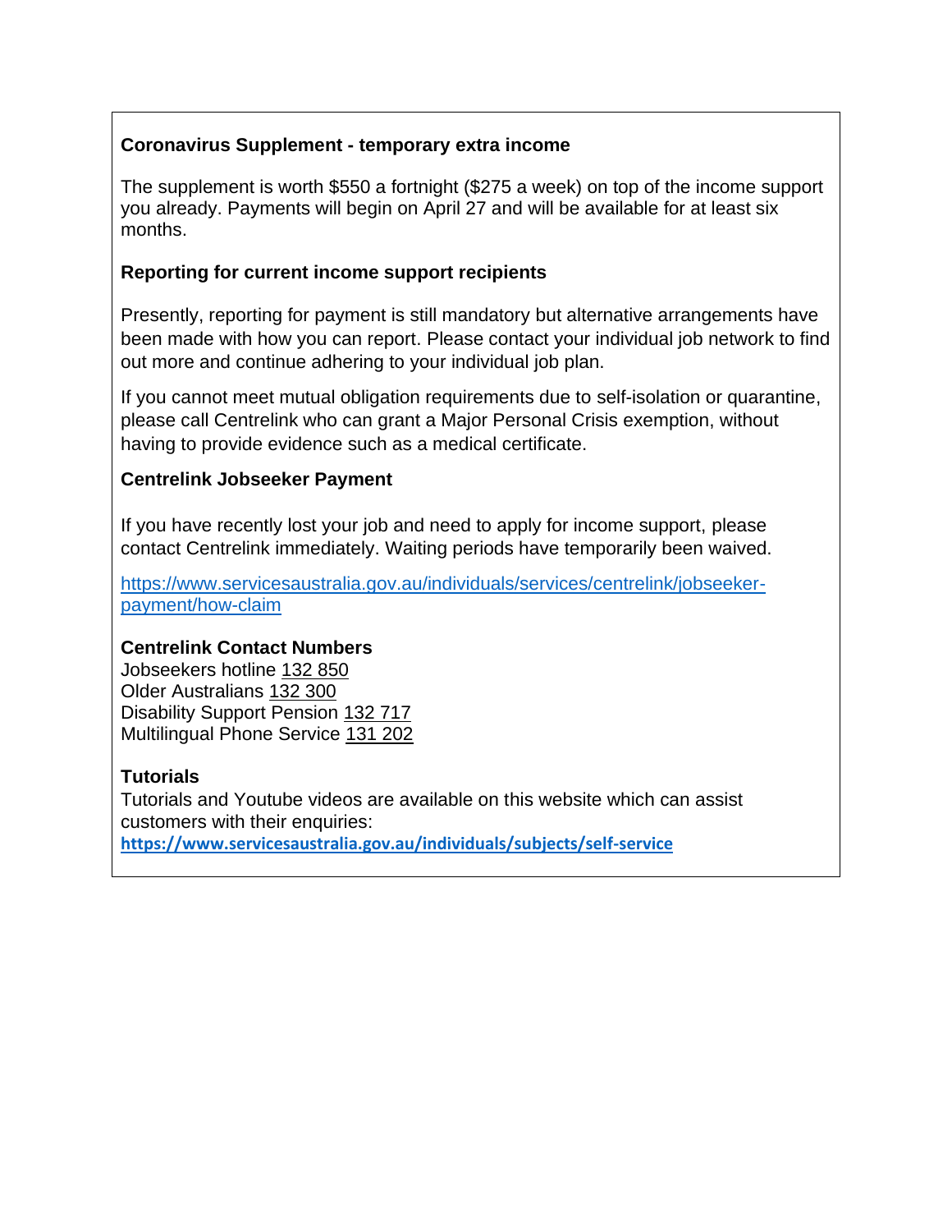**Coronavirus Supplement - temporary extra income**

The supplement is worth $550 a fortnight ($275 a week) on top of the income support you already. Payments will begin on April 27 and will be available for at least six months.

**Reporting for current income support recipients**

Presently, reporting for payment is still mandatory but alternative arrangements have been made with how you can report. Please contact your individual job network to find out more and continue adhering to your individual job plan.

If you cannot meet mutual obligation requirements due to self-isolation or quarantine, please call Centrelink who can grant a Major Personal Crisis exemption, without having to provide evidence such as a medical certificate.

**Centrelink Jobseeker Payment**

If you have recently lost your job and need to apply for income support, please contact Centrelink immediately. Waiting periods have temporarily been waived.

https://www.servicesaustralia.gov.au/individuals/services/centrelink/jobseeker-payment/how-claim

**Centrelink Contact Numbers**
Jobseekers hotline 132 850
Older Australians 132 300
Disability Support Pension 132 717
Multilingual Phone Service 131 202

**Tutorials**
Tutorials and Youtube videos are available on this website which can assist customers with their enquiries:
**https://www.servicesaustralia.gov.au/individuals/subjects/self-service**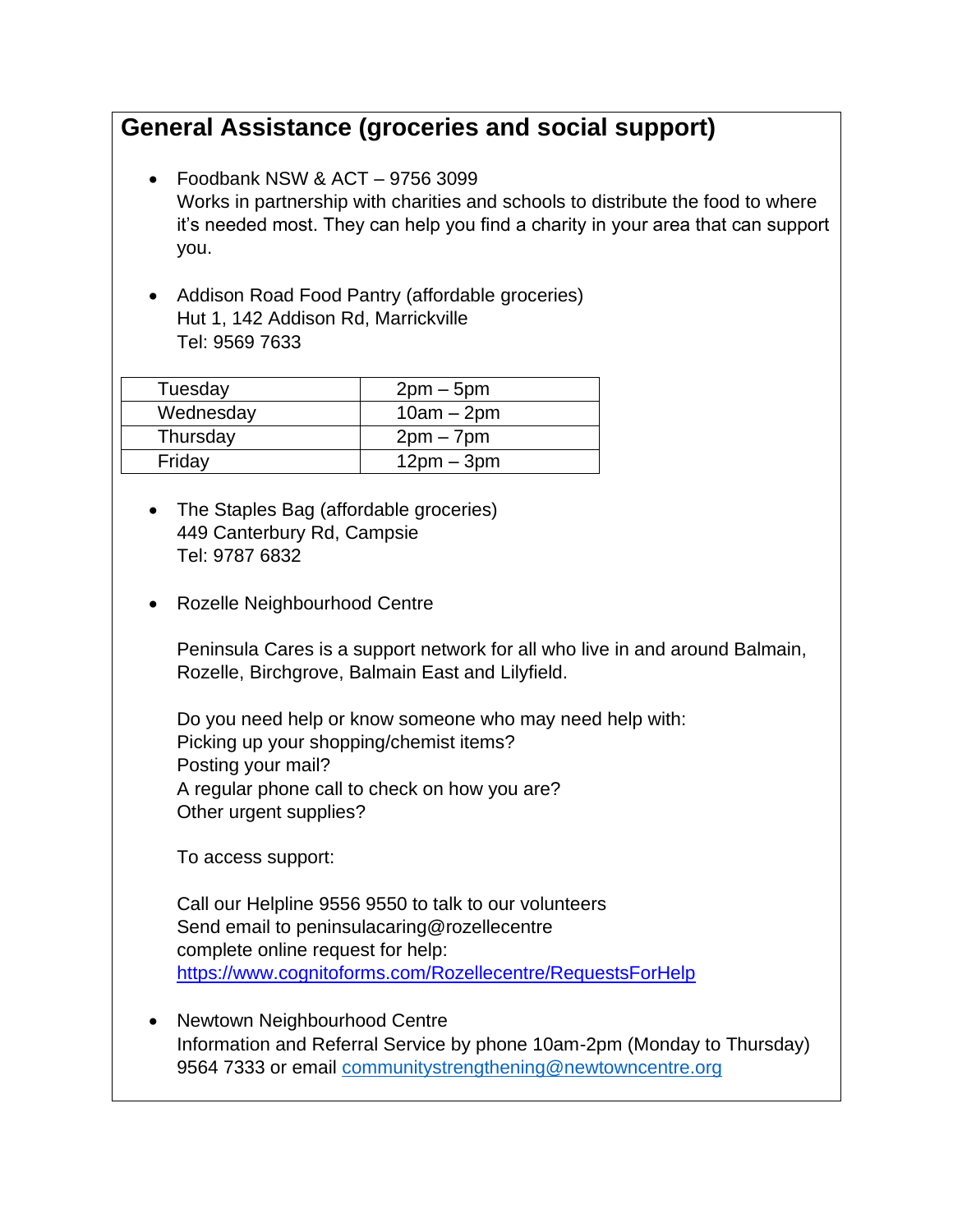## General Assistance (groceries and social support)

- Foodbank NSW & ACT – 9756 3099
  Works in partnership with charities and schools to distribute the food to where it's needed most. They can help you find a charity in your area that can support you.

- Addison Road Food Pantry (affordable groceries)
  Hut 1, 142 Addison Rd, Marrickville
  Tel: 9569 7633

| Tuesday | 2pm – 5pm |
|---|---|
| Wednesday | 10am – 2pm |
| Thursday | 2pm – 7pm |
| Friday | 12pm – 3pm |

- The Staples Bag (affordable groceries)
  449 Canterbury Rd, Campsie
  Tel: 9787 6832

- Rozelle Neighbourhood Centre

  Peninsula Cares is a support network for all who live in and around Balmain, Rozelle, Birchgrove, Balmain East and Lilyfield.

  Do you need help or know someone who may need help with:
  Picking up your shopping/chemist items?
  Posting your mail?
  A regular phone call to check on how you are?
  Other urgent supplies?

  To access support:

  Call our Helpline 9556 9550 to talk to our volunteers
  Send email to peninsulacaring@rozellecentre
  complete online request for help:
  [https://www.cognitoforms.com/Rozellecentre/RequestsForHelp](https://www.cognitoforms.com/Rozellecentre/RequestsForHelp)

- Newtown Neighbourhood Centre
  Information and Referral Service by phone 10am-2pm (Monday to Thursday) 9564 7333 or email [communitystrengthening@newtowncentre.org](mailto:communitystrengthening@newtowncentre.org)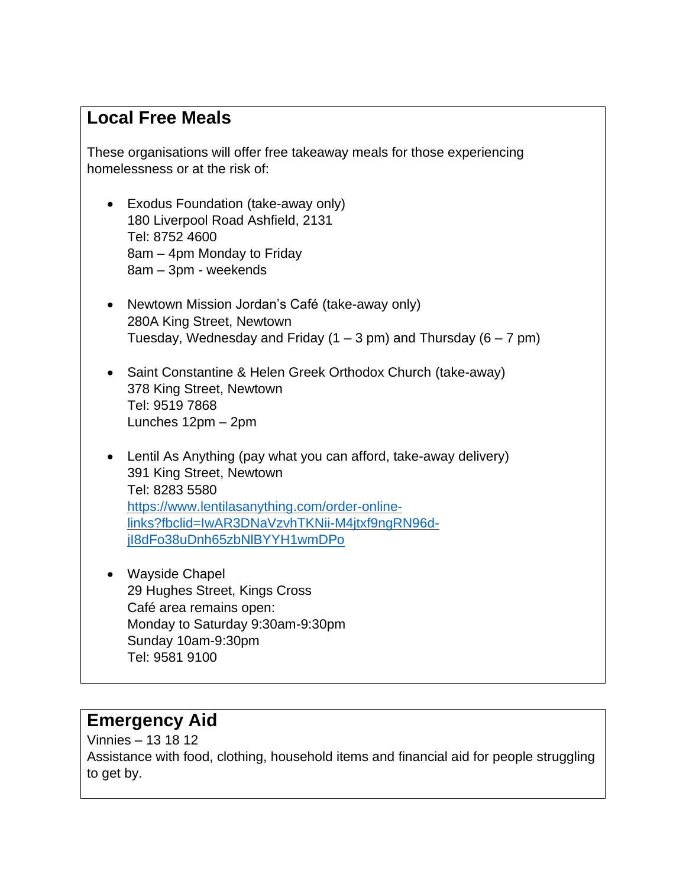## Local Free Meals

These organisations will offer free takeaway meals for those experiencing homelessness or at the risk of:

- Exodus Foundation (take-away only)
  180 Liverpool Road Ashfield, 2131
  Tel: 8752 4600
  8am – 4pm Monday to Friday
  8am – 3pm - weekends

- Newtown Mission Jordan's Café (take-away only)
  280A King Street, Newtown
  Tuesday, Wednesday and Friday (1 – 3 pm) and Thursday (6 – 7 pm)

- Saint Constantine & Helen Greek Orthodox Church (take-away)
  378 King Street, Newtown
  Tel: 9519 7868
  Lunches 12pm – 2pm

- Lentil As Anything (pay what you can afford, take-away delivery)
  391 King Street, Newtown
  Tel: 8283 5580
  [https://www.lentilasanything.com/order-online-links?fbclid=IwAR3DNaVzvhTKNii-M4jtxf9ngRN96d-jI8dFo38uDnh65zbNlBYYH1wmDPo](https://www.lentilasanything.com/order-online-links?fbclid=IwAR3DNaVzvhTKNii-M4jtxf9ngRN96d-jI8dFo38uDnh65zbNlBYYH1wmDPo)

- Wayside Chapel
  29 Hughes Street, Kings Cross
  Café area remains open:
  Monday to Saturday 9:30am-9:30pm
  Sunday 10am-9:30pm
  Tel: 9581 9100

## Emergency Aid

Vinnies – 13 18 12
Assistance with food, clothing, household items and financial aid for people struggling to get by.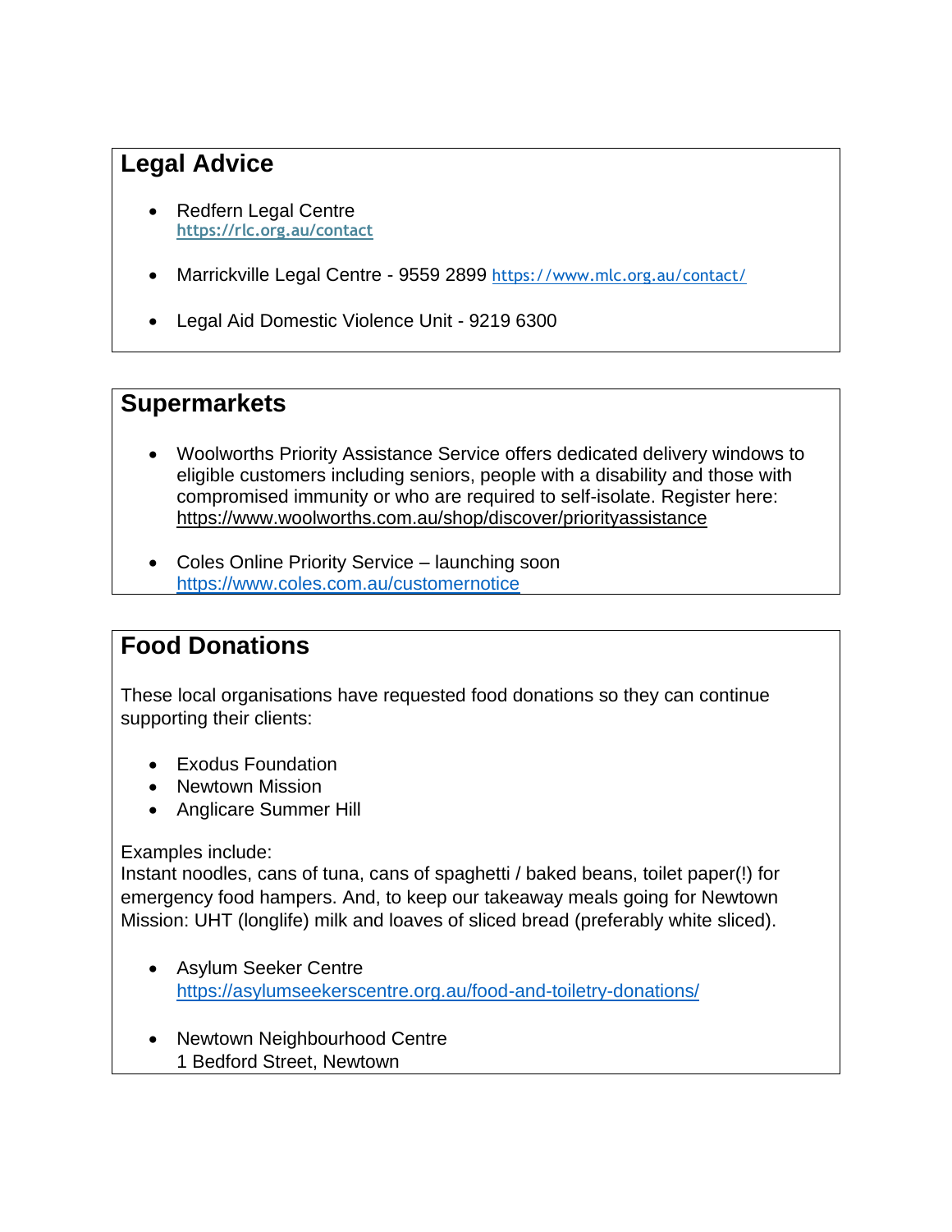## Legal Advice

- Redfern Legal Centre
  https://rlc.org.au/contact

- Marrickville Legal Centre - 9559 2899 https://www.mlc.org.au/contact/

- Legal Aid Domestic Violence Unit - 9219 6300

## Supermarkets

- Woolworths Priority Assistance Service offers dedicated delivery windows to eligible customers including seniors, people with a disability and those with compromised immunity or who are required to self-isolate. Register here: https://www.woolworths.com.au/shop/discover/priorityassistance

- Coles Online Priority Service – launching soon
  https://www.coles.com.au/customernotice

## Food Donations

These local organisations have requested food donations so they can continue supporting their clients:

- Exodus Foundation
- Newtown Mission
- Anglicare Summer Hill

Examples include:
Instant noodles, cans of tuna, cans of spaghetti / baked beans, toilet paper(!) for emergency food hampers. And, to keep our takeaway meals going for Newtown Mission: UHT (longlife) milk and loaves of sliced bread (preferably white sliced).

- Asylum Seeker Centre
  https://asylumseekerscentre.org.au/food-and-toiletry-donations/

- Newtown Neighbourhood Centre
  1 Bedford Street, Newtown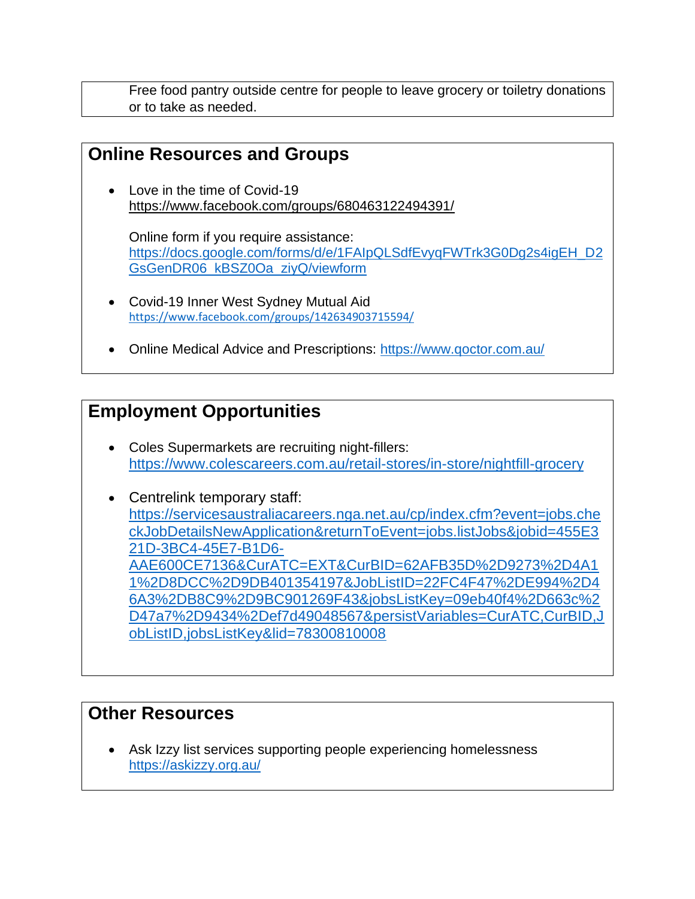Free food pantry outside centre for people to leave grocery or toiletry donations or to take as needed.

## Online Resources and Groups

- Love in the time of Covid-19
  https://www.facebook.com/groups/680463122494391/

  Online form if you require assistance:
  https://docs.google.com/forms/d/e/1FAIpQLSdfEvyqFWTrk3G0Dg2s4igEH_D2GsGenDR06_kBSZ0Oa_ziyQ/viewform

- Covid-19 Inner West Sydney Mutual Aid
  https://www.facebook.com/groups/142634903715594/

- Online Medical Advice and Prescriptions: https://www.qoctor.com.au/

## Employment Opportunities

- Coles Supermarkets are recruiting night-fillers:
  https://www.colescareers.com.au/retail-stores/in-store/nightfill-grocery

- Centrelink temporary staff:
  https://servicesaustraliacareers.nga.net.au/cp/index.cfm?event=jobs.checkJobDetailsNewApplication&returnToEvent=jobs.listJobs&jobid=455E321D-3BC4-45E7-B1D6-AAE600CE7136&CurATC=EXT&CurBID=62AFB35D%2D9273%2D4A11%2D8DCC%2D9DB401354197&JobListID=22FC4F47%2DE994%2D46A3%2DB8C9%2D9BC901269F43&jobsListKey=09eb40f4%2D663c%2D47a7%2D9434%2Def7d49048567&persistVariables=CurATC,CurBID,JobListID,jobsListKey&lid=78300810008

## Other Resources

- Ask Izzy list services supporting people experiencing homelessness
  https://askizzy.org.au/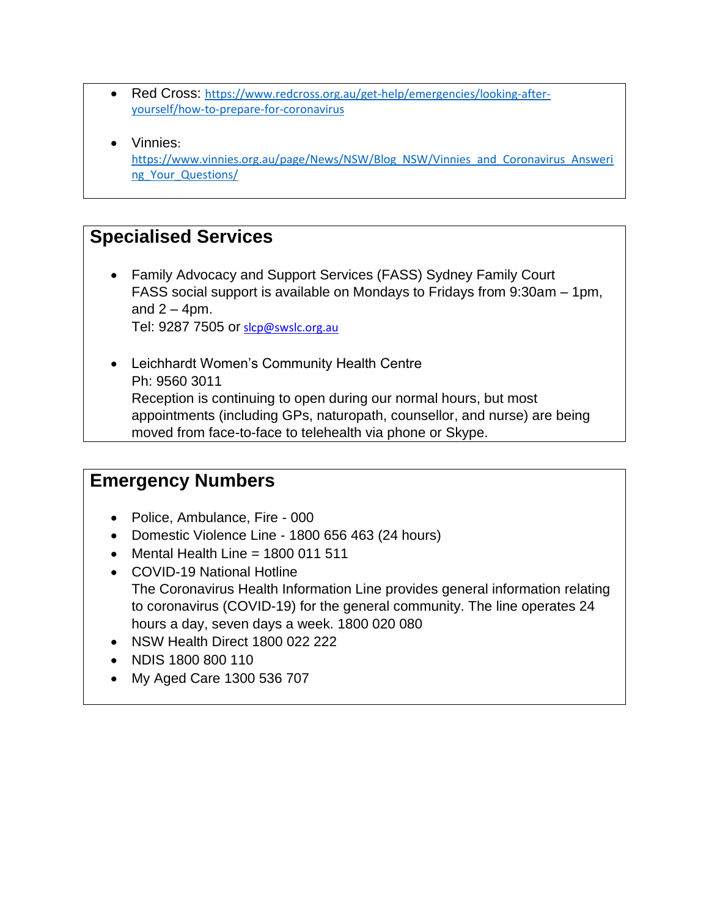- Red Cross: https://www.redcross.org.au/get-help/emergencies/looking-after-yourself/how-to-prepare-for-coronavirus

- Vinnies: https://www.vinnies.org.au/page/News/NSW/Blog_NSW/Vinnies_and_Coronavirus_Answering_Your_Questions/

## Specialised Services

- Family Advocacy and Support Services (FASS) Sydney Family Court
  FASS social support is available on Mondays to Fridays from 9:30am – 1pm, and 2 – 4pm.
  Tel: 9287 7505 or slcp@swslc.org.au

- Leichhardt Women's Community Health Centre
  Ph: 9560 3011
  Reception is continuing to open during our normal hours, but most appointments (including GPs, naturopath, counsellor, and nurse) are being moved from face-to-face to telehealth via phone or Skype.

## Emergency Numbers

- Police, Ambulance, Fire - 000
- Domestic Violence Line - 1800 656 463 (24 hours)
- Mental Health Line = 1800 011 511
- COVID-19 National Hotline
  The Coronavirus Health Information Line provides general information relating to coronavirus (COVID-19) for the general community. The line operates 24 hours a day, seven days a week. 1800 020 080
- NSW Health Direct 1800 022 222
- NDIS 1800 800 110
- My Aged Care 1300 536 707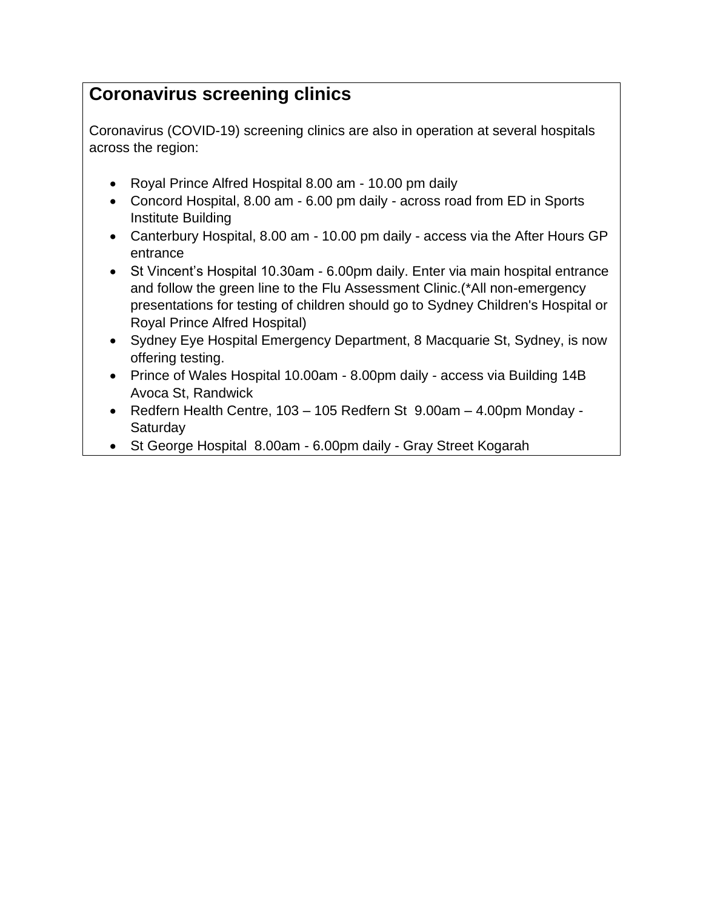## Coronavirus screening clinics

Coronavirus (COVID-19) screening clinics are also in operation at several hospitals across the region:

- Royal Prince Alfred Hospital 8.00 am - 10.00 pm daily
- Concord Hospital, 8.00 am - 6.00 pm daily - across road from ED in Sports Institute Building
- Canterbury Hospital, 8.00 am - 10.00 pm daily - access via the After Hours GP entrance
- St Vincent's Hospital 10.30am - 6.00pm daily. Enter via main hospital entrance and follow the green line to the Flu Assessment Clinic.(*All non-emergency presentations for testing of children should go to Sydney Children's Hospital or Royal Prince Alfred Hospital)
- Sydney Eye Hospital Emergency Department, 8 Macquarie St, Sydney, is now offering testing.
- Prince of Wales Hospital 10.00am - 8.00pm daily - access via Building 14B Avoca St, Randwick
- Redfern Health Centre, 103 – 105 Redfern St 9.00am – 4.00pm Monday - Saturday
- St George Hospital 8.00am - 6.00pm daily - Gray Street Kogarah